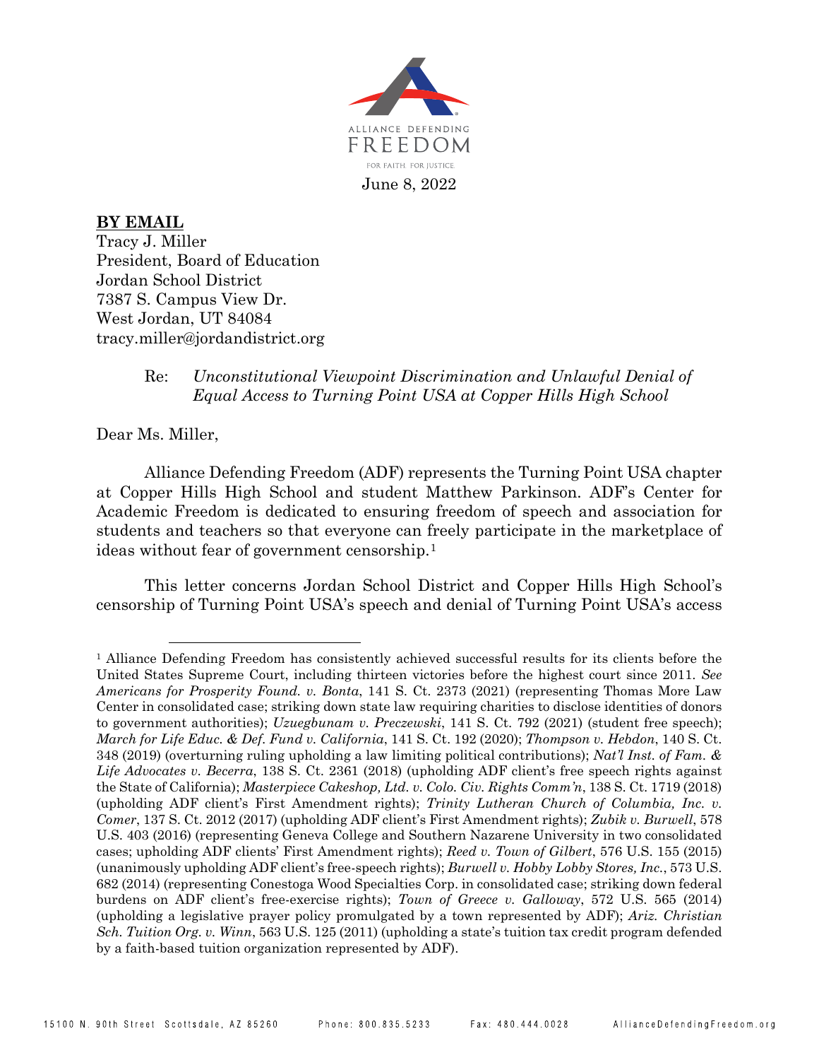ALLIANCE DEFENDING FREEDOM

FOR FAITH. FOR JUSTICE.

June 8, 2022

**BY EMAIL**
Tracy J. Miller
President, Board of Education
Jordan School District
7387 S. Campus View Dr.
West Jordan, UT 84084
tracy.miller@jordandistrict.org

Re: *Unconstitutional Viewpoint Discrimination and Unlawful Denial of Equal Access to Turning Point USA at Copper Hills High School*

Dear Ms. Miller,

Alliance Defending Freedom (ADF) represents the Turning Point USA chapter at Copper Hills High School and student Matthew Parkinson. ADF's Center for Academic Freedom is dedicated to ensuring freedom of speech and association for students and teachers so that everyone can freely participate in the marketplace of ideas without fear of government censorship.[1]

This letter concerns Jordan School District and Copper Hills High School's censorship of Turning Point USA's speech and denial of Turning Point USA's access

[1] Alliance Defending Freedom has consistently achieved successful results for its clients before the United States Supreme Court, including thirteen victories before the highest court since 2011. *See Americans for Prosperity Found. v. Bonta*, 141 S. Ct. 2373 (2021) (representing Thomas More Law Center in consolidated case; striking down state law requiring charities to disclose identities of donors to government authorities); *Uzuegbunam v. Preczewski*, 141 S. Ct. 792 (2021) (student free speech); *March for Life Educ. & Def. Fund v. California*, 141 S. Ct. 192 (2020); *Thompson v. Hebdon*, 140 S. Ct. 348 (2019) (overturning ruling upholding a law limiting political contributions); *Nat'l Inst. of Fam. & Life Advocates v. Becerra*, 138 S. Ct. 2361 (2018) (upholding ADF client's free speech rights against the State of California); *Masterpiece Cakeshop, Ltd. v. Colo. Civ. Rights Comm'n*, 138 S. Ct. 1719 (2018) (upholding ADF client's First Amendment rights); *Trinity Lutheran Church of Columbia, Inc. v. Comer*, 137 S. Ct. 2012 (2017) (upholding ADF client's First Amendment rights); *Zubik v. Burwell*, 578 U.S. 403 (2016) (representing Geneva College and Southern Nazarene University in two consolidated cases; upholding ADF clients' First Amendment rights); *Reed v. Town of Gilbert*, 576 U.S. 155 (2015) (unanimously upholding ADF client's free-speech rights); *Burwell v. Hobby Lobby Stores, Inc.*, 573 U.S. 682 (2014) (representing Conestoga Wood Specialties Corp. in consolidated case; striking down federal burdens on ADF client's free-exercise rights); *Town of Greece v. Galloway*, 572 U.S. 565 (2014) (upholding a legislative prayer policy promulgated by a town represented by ADF); *Ariz. Christian Sch. Tuition Org. v. Winn*, 563 U.S. 125 (2011) (upholding a state's tuition tax credit program defended by a faith-based tuition organization represented by ADF).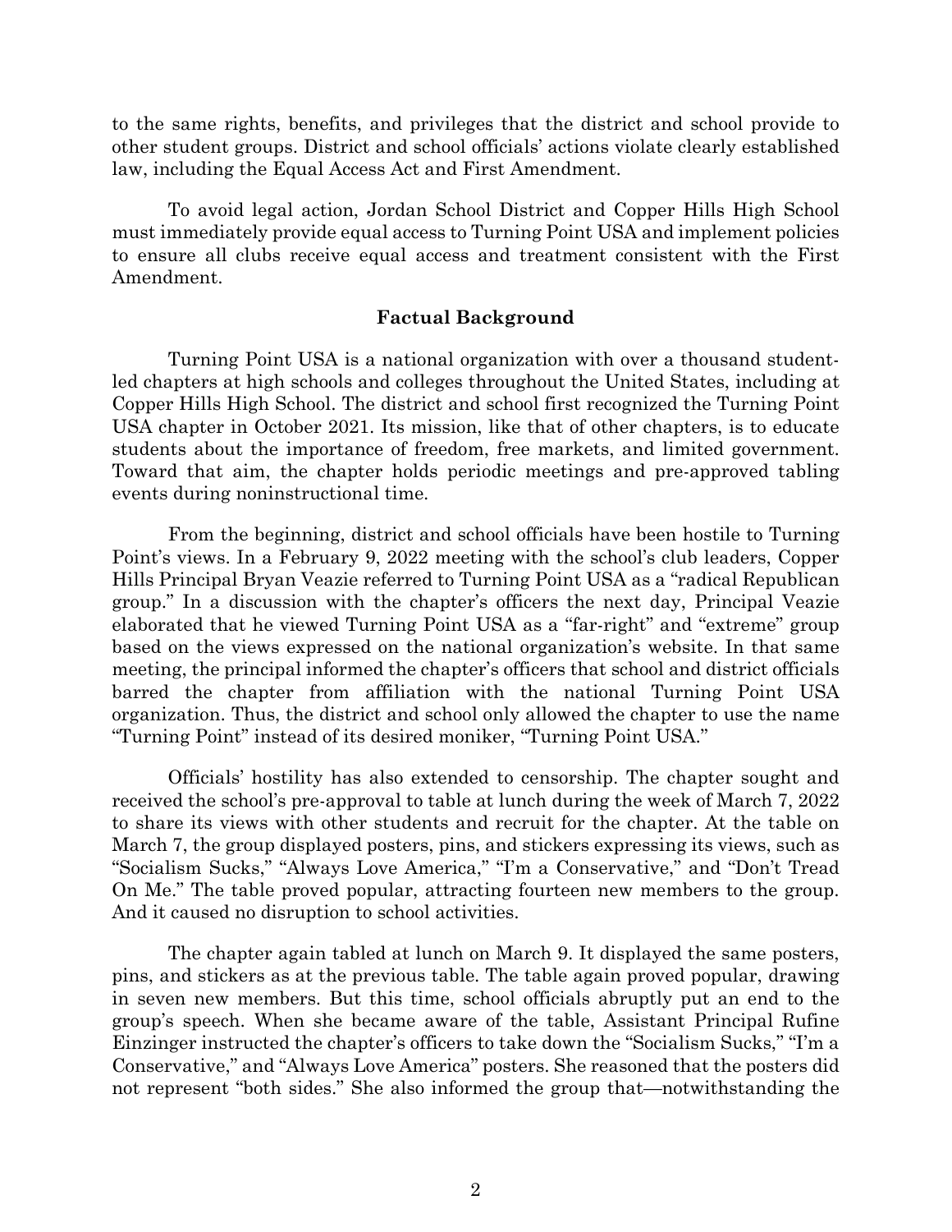to the same rights, benefits, and privileges that the district and school provide to other student groups. District and school officials' actions violate clearly established law, including the Equal Access Act and First Amendment.

To avoid legal action, Jordan School District and Copper Hills High School must immediately provide equal access to Turning Point USA and implement policies to ensure all clubs receive equal access and treatment consistent with the First Amendment.

## Factual Background

Turning Point USA is a national organization with over a thousand student-led chapters at high schools and colleges throughout the United States, including at Copper Hills High School. The district and school first recognized the Turning Point USA chapter in October 2021. Its mission, like that of other chapters, is to educate students about the importance of freedom, free markets, and limited government. Toward that aim, the chapter holds periodic meetings and pre-approved tabling events during noninstructional time.

From the beginning, district and school officials have been hostile to Turning Point's views. In a February 9, 2022 meeting with the school's club leaders, Copper Hills Principal Bryan Veazie referred to Turning Point USA as a "radical Republican group." In a discussion with the chapter's officers the next day, Principal Veazie elaborated that he viewed Turning Point USA as a "far-right" and "extreme" group based on the views expressed on the national organization's website. In that same meeting, the principal informed the chapter's officers that school and district officials barred the chapter from affiliation with the national Turning Point USA organization. Thus, the district and school only allowed the chapter to use the name "Turning Point" instead of its desired moniker, "Turning Point USA."

Officials' hostility has also extended to censorship. The chapter sought and received the school's pre-approval to table at lunch during the week of March 7, 2022 to share its views with other students and recruit for the chapter. At the table on March 7, the group displayed posters, pins, and stickers expressing its views, such as "Socialism Sucks," "Always Love America," "I'm a Conservative," and "Don't Tread On Me." The table proved popular, attracting fourteen new members to the group. And it caused no disruption to school activities.

The chapter again tabled at lunch on March 9. It displayed the same posters, pins, and stickers as at the previous table. The table again proved popular, drawing in seven new members. But this time, school officials abruptly put an end to the group's speech. When she became aware of the table, Assistant Principal Rufine Einzinger instructed the chapter's officers to take down the "Socialism Sucks," "I'm a Conservative," and "Always Love America" posters. She reasoned that the posters did not represent "both sides." She also informed the group that—notwithstanding the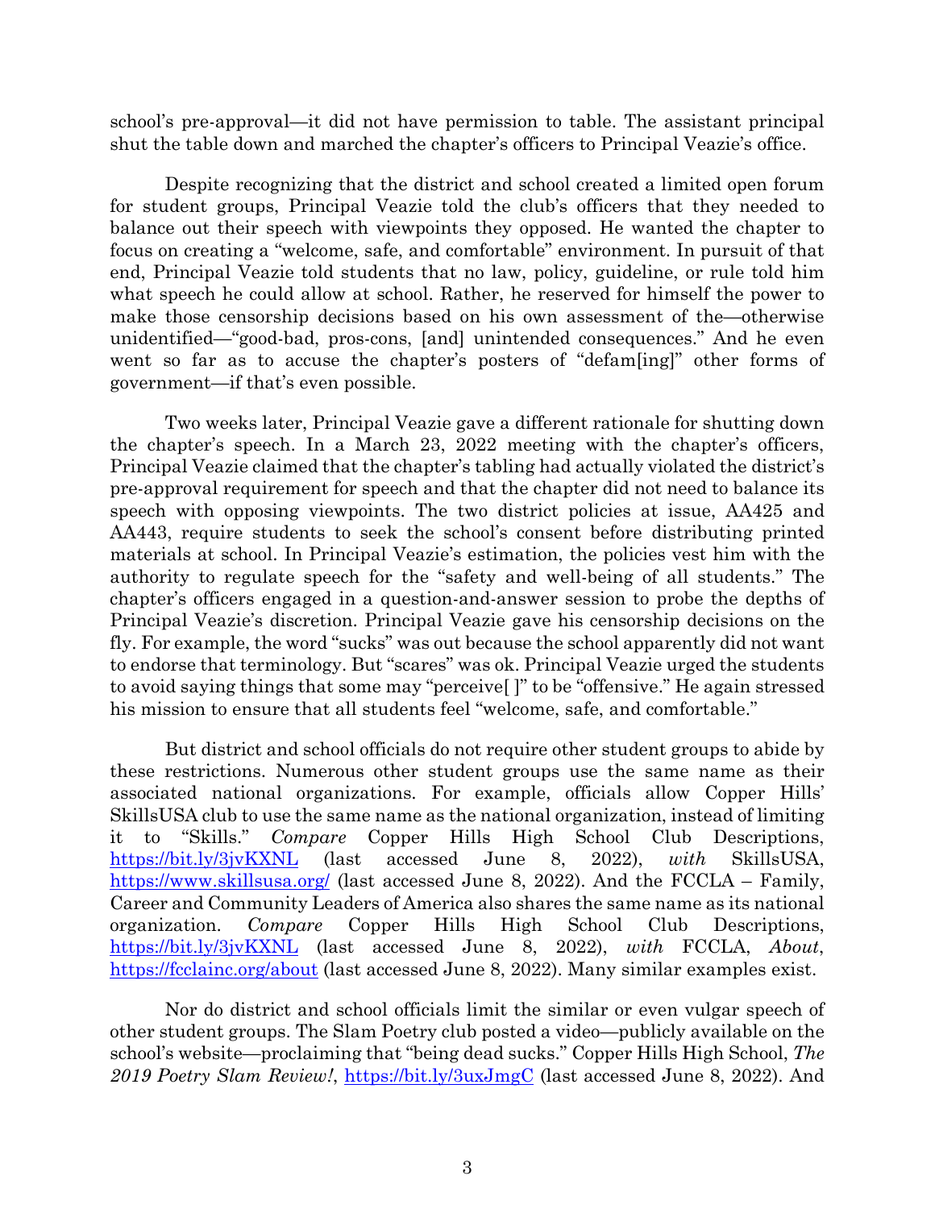school's pre-approval—it did not have permission to table. The assistant principal shut the table down and marched the chapter's officers to Principal Veazie's office.

Despite recognizing that the district and school created a limited open forum for student groups, Principal Veazie told the club's officers that they needed to balance out their speech with viewpoints they opposed. He wanted the chapter to focus on creating a "welcome, safe, and comfortable" environment. In pursuit of that end, Principal Veazie told students that no law, policy, guideline, or rule told him what speech he could allow at school. Rather, he reserved for himself the power to make those censorship decisions based on his own assessment of the—otherwise unidentified—"good-bad, pros-cons, [and] unintended consequences." And he even went so far as to accuse the chapter's posters of "defam[ing]" other forms of government—if that's even possible.

Two weeks later, Principal Veazie gave a different rationale for shutting down the chapter's speech. In a March 23, 2022 meeting with the chapter's officers, Principal Veazie claimed that the chapter's tabling had actually violated the district's pre-approval requirement for speech and that the chapter did not need to balance its speech with opposing viewpoints. The two district policies at issue, AA425 and AA443, require students to seek the school's consent before distributing printed materials at school. In Principal Veazie's estimation, the policies vest him with the authority to regulate speech for the "safety and well-being of all students." The chapter's officers engaged in a question-and-answer session to probe the depths of Principal Veazie's discretion. Principal Veazie gave his censorship decisions on the fly. For example, the word "sucks" was out because the school apparently did not want to endorse that terminology. But "scares" was ok. Principal Veazie urged the students to avoid saying things that some may "perceive[ ]" to be "offensive." He again stressed his mission to ensure that all students feel "welcome, safe, and comfortable."

But district and school officials do not require other student groups to abide by these restrictions. Numerous other student groups use the same name as their associated national organizations. For example, officials allow Copper Hills' SkillsUSA club to use the same name as the national organization, instead of limiting it to "Skills." *Compare* Copper Hills High School Club Descriptions, https://bit.ly/3jvKXNL (last accessed June 8, 2022), *with* SkillsUSA, https://www.skillsusa.org/ (last accessed June 8, 2022). And the FCCLA – Family, Career and Community Leaders of America also shares the same name as its national organization. *Compare* Copper Hills High School Club Descriptions, https://bit.ly/3jvKXNL (last accessed June 8, 2022), *with* FCCLA, *About*, https://fcclainc.org/about (last accessed June 8, 2022). Many similar examples exist.

Nor do district and school officials limit the similar or even vulgar speech of other student groups. The Slam Poetry club posted a video—publicly available on the school's website—proclaiming that "being dead sucks." Copper Hills High School, *The 2019 Poetry Slam Review!*, https://bit.ly/3uxJmgC (last accessed June 8, 2022). And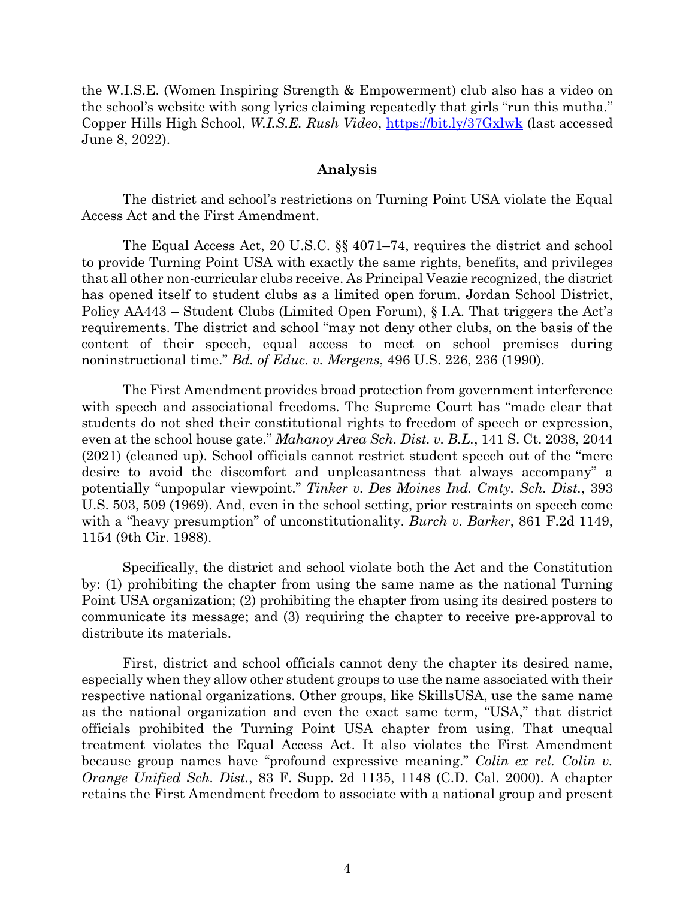the W.I.S.E. (Women Inspiring Strength & Empowerment) club also has a video on the school's website with song lyrics claiming repeatedly that girls "run this mutha." Copper Hills High School, *W.I.S.E. Rush Video*, https://bit.ly/37Gxlwk (last accessed June 8, 2022).

## Analysis

The district and school's restrictions on Turning Point USA violate the Equal Access Act and the First Amendment.

The Equal Access Act, 20 U.S.C. §§ 4071–74, requires the district and school to provide Turning Point USA with exactly the same rights, benefits, and privileges that all other non-curricular clubs receive. As Principal Veazie recognized, the district has opened itself to student clubs as a limited open forum. Jordan School District, Policy AA443 – Student Clubs (Limited Open Forum), § I.A. That triggers the Act's requirements. The district and school "may not deny other clubs, on the basis of the content of their speech, equal access to meet on school premises during noninstructional time." *Bd. of Educ. v. Mergens*, 496 U.S. 226, 236 (1990).

The First Amendment provides broad protection from government interference with speech and associational freedoms. The Supreme Court has "made clear that students do not shed their constitutional rights to freedom of speech or expression, even at the school house gate." *Mahanoy Area Sch. Dist. v. B.L.*, 141 S. Ct. 2038, 2044 (2021) (cleaned up). School officials cannot restrict student speech out of the "mere desire to avoid the discomfort and unpleasantness that always accompany" a potentially "unpopular viewpoint." *Tinker v. Des Moines Ind. Cmty. Sch. Dist.*, 393 U.S. 503, 509 (1969). And, even in the school setting, prior restraints on speech come with a "heavy presumption" of unconstitutionality. *Burch v. Barker*, 861 F.2d 1149, 1154 (9th Cir. 1988).

Specifically, the district and school violate both the Act and the Constitution by: (1) prohibiting the chapter from using the same name as the national Turning Point USA organization; (2) prohibiting the chapter from using its desired posters to communicate its message; and (3) requiring the chapter to receive pre-approval to distribute its materials.

First, district and school officials cannot deny the chapter its desired name, especially when they allow other student groups to use the name associated with their respective national organizations. Other groups, like SkillsUSA, use the same name as the national organization and even the exact same term, "USA," that district officials prohibited the Turning Point USA chapter from using. That unequal treatment violates the Equal Access Act. It also violates the First Amendment because group names have "profound expressive meaning." *Colin ex rel. Colin v. Orange Unified Sch. Dist.*, 83 F. Supp. 2d 1135, 1148 (C.D. Cal. 2000). A chapter retains the First Amendment freedom to associate with a national group and present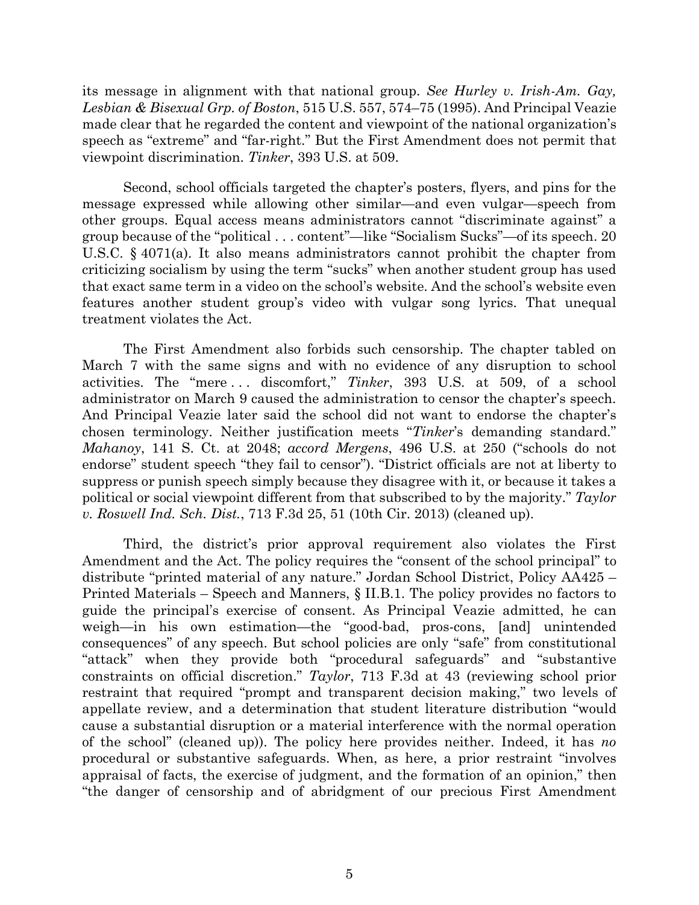its message in alignment with that national group. *See Hurley v. Irish-Am. Gay, Lesbian & Bisexual Grp. of Boston*, 515 U.S. 557, 574–75 (1995). And Principal Veazie made clear that he regarded the content and viewpoint of the national organization's speech as "extreme" and "far-right." But the First Amendment does not permit that viewpoint discrimination. *Tinker*, 393 U.S. at 509.

Second, school officials targeted the chapter's posters, flyers, and pins for the message expressed while allowing other similar—and even vulgar—speech from other groups. Equal access means administrators cannot "discriminate against" a group because of the "political . . . content"—like "Socialism Sucks"—of its speech. 20 U.S.C. § 4071(a). It also means administrators cannot prohibit the chapter from criticizing socialism by using the term "sucks" when another student group has used that exact same term in a video on the school's website. And the school's website even features another student group's video with vulgar song lyrics. That unequal treatment violates the Act.

The First Amendment also forbids such censorship. The chapter tabled on March 7 with the same signs and with no evidence of any disruption to school activities. The "mere . . . discomfort," *Tinker*, 393 U.S. at 509, of a school administrator on March 9 caused the administration to censor the chapter's speech. And Principal Veazie later said the school did not want to endorse the chapter's chosen terminology. Neither justification meets "*Tinker*'s demanding standard." *Mahanoy*, 141 S. Ct. at 2048; *accord Mergens*, 496 U.S. at 250 ("schools do not endorse" student speech "they fail to censor"). "District officials are not at liberty to suppress or punish speech simply because they disagree with it, or because it takes a political or social viewpoint different from that subscribed to by the majority." *Taylor v. Roswell Ind. Sch. Dist.*, 713 F.3d 25, 51 (10th Cir. 2013) (cleaned up).

Third, the district's prior approval requirement also violates the First Amendment and the Act. The policy requires the "consent of the school principal" to distribute "printed material of any nature." Jordan School District, Policy AA425 – Printed Materials – Speech and Manners, § II.B.1. The policy provides no factors to guide the principal's exercise of consent. As Principal Veazie admitted, he can weigh—in his own estimation—the "good-bad, pros-cons, [and] unintended consequences" of any speech. But school policies are only "safe" from constitutional "attack" when they provide both "procedural safeguards" and "substantive constraints on official discretion." *Taylor*, 713 F.3d at 43 (reviewing school prior restraint that required "prompt and transparent decision making," two levels of appellate review, and a determination that student literature distribution "would cause a substantial disruption or a material interference with the normal operation of the school" (cleaned up)). The policy here provides neither. Indeed, it has *no* procedural or substantive safeguards. When, as here, a prior restraint "involves appraisal of facts, the exercise of judgment, and the formation of an opinion," then "the danger of censorship and of abridgment of our precious First Amendment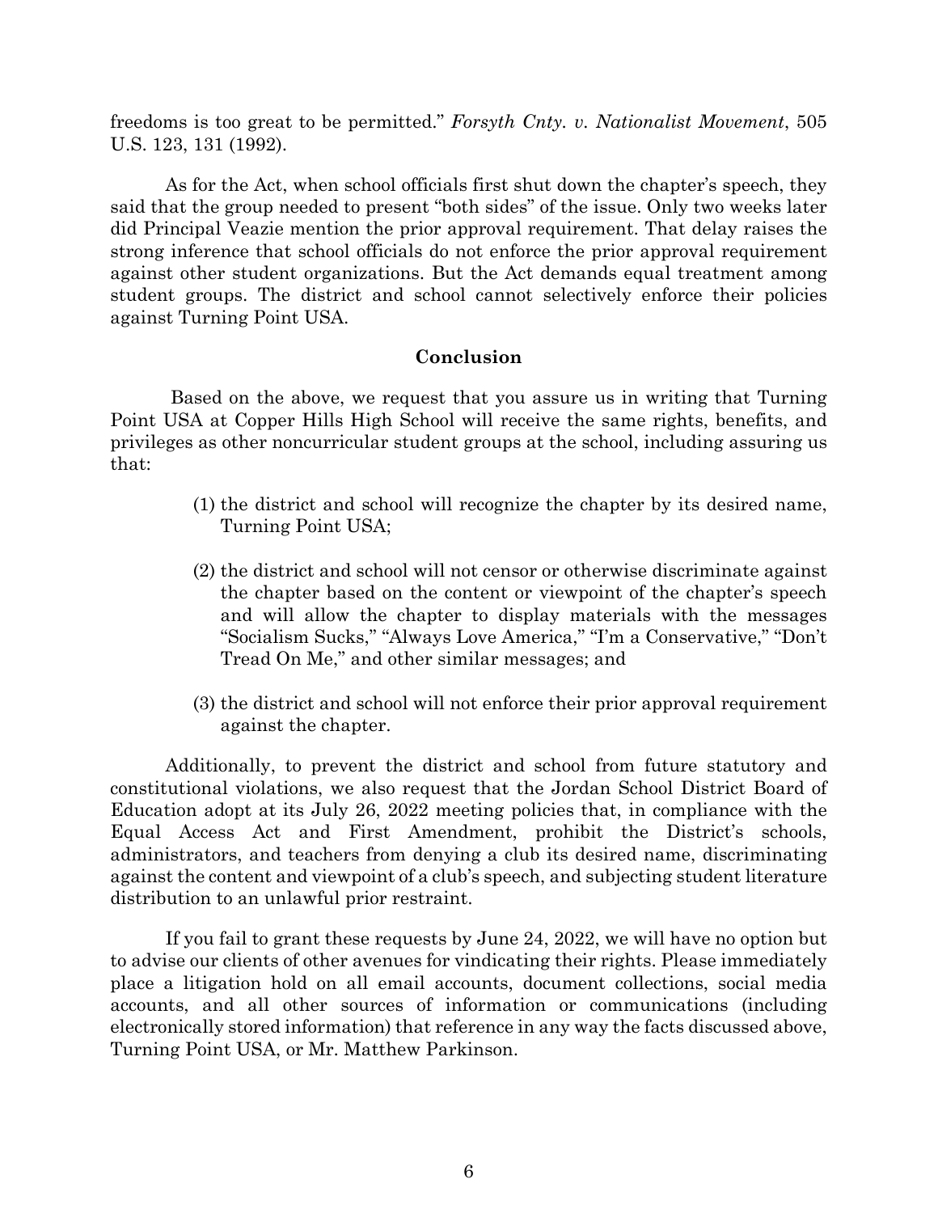freedoms is too great to be permitted." *Forsyth Cnty. v. Nationalist Movement*, 505 U.S. 123, 131 (1992).

As for the Act, when school officials first shut down the chapter's speech, they said that the group needed to present "both sides" of the issue. Only two weeks later did Principal Veazie mention the prior approval requirement. That delay raises the strong inference that school officials do not enforce the prior approval requirement against other student organizations. But the Act demands equal treatment among student groups. The district and school cannot selectively enforce their policies against Turning Point USA.

## Conclusion

Based on the above, we request that you assure us in writing that Turning Point USA at Copper Hills High School will receive the same rights, benefits, and privileges as other noncurricular student groups at the school, including assuring us that:

(1) the district and school will recognize the chapter by its desired name, Turning Point USA;

(2) the district and school will not censor or otherwise discriminate against the chapter based on the content or viewpoint of the chapter's speech and will allow the chapter to display materials with the messages "Socialism Sucks," "Always Love America," "I'm a Conservative," "Don't Tread On Me," and other similar messages; and

(3) the district and school will not enforce their prior approval requirement against the chapter.

Additionally, to prevent the district and school from future statutory and constitutional violations, we also request that the Jordan School District Board of Education adopt at its July 26, 2022 meeting policies that, in compliance with the Equal Access Act and First Amendment, prohibit the District's schools, administrators, and teachers from denying a club its desired name, discriminating against the content and viewpoint of a club's speech, and subjecting student literature distribution to an unlawful prior restraint.

If you fail to grant these requests by June 24, 2022, we will have no option but to advise our clients of other avenues for vindicating their rights. Please immediately place a litigation hold on all email accounts, document collections, social media accounts, and all other sources of information or communications (including electronically stored information) that reference in any way the facts discussed above, Turning Point USA, or Mr. Matthew Parkinson.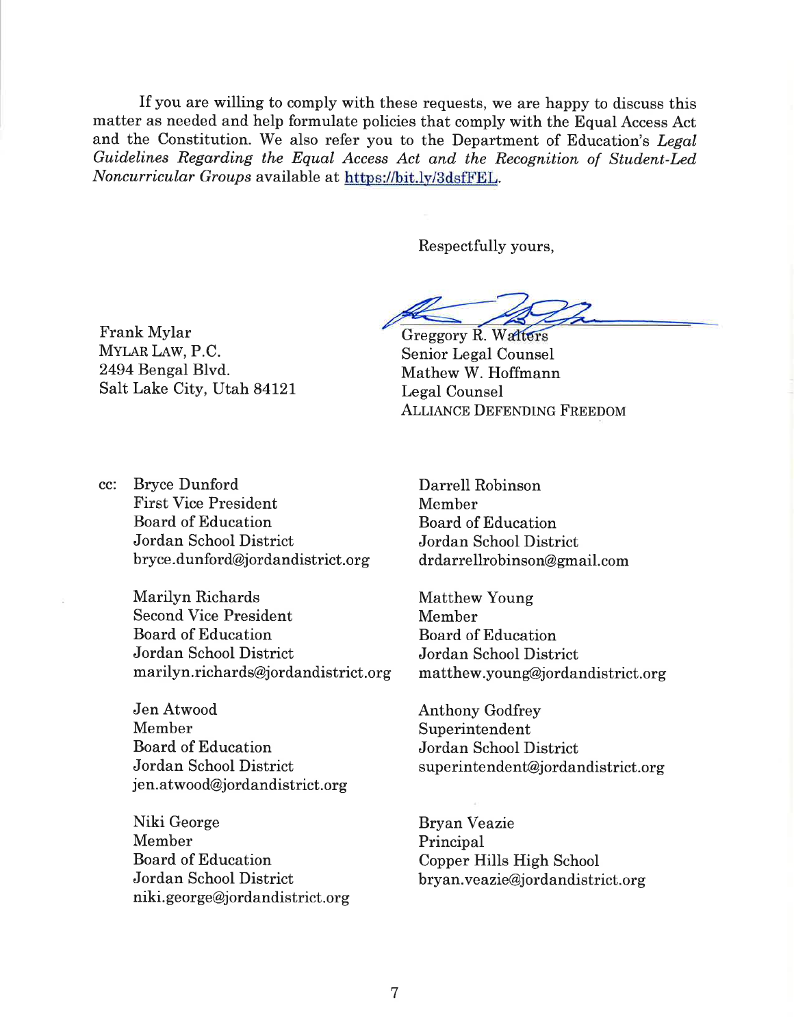If you are willing to comply with these requests, we are happy to discuss this matter as needed and help formulate policies that comply with the Equal Access Act and the Constitution. We also refer you to the Department of Education's *Legal Guidelines Regarding the Equal Access Act and the Recognition of Student-Led Noncurricular Groups* available at https://bit.ly/3dsfFEL.

Respectfully yours,

Greggory R. Walters
Senior Legal Counsel
Mathew W. Hoffmann
Legal Counsel
ALLIANCE DEFENDING FREEDOM

Frank Mylar
MYLAR LAW, P.C.
2494 Bengal Blvd.
Salt Lake City, Utah 84121

cc:

Bryce Dunford
First Vice President
Board of Education
Jordan School District
bryce.dunford@jordandistrict.org

Marilyn Richards
Second Vice President
Board of Education
Jordan School District
marilyn.richards@jordandistrict.org

Jen Atwood
Member
Board of Education
Jordan School District
jen.atwood@jordandistrict.org

Niki George
Member
Board of Education
Jordan School District
niki.george@jordandistrict.org

Darrell Robinson
Member
Board of Education
Jordan School District
drdarrellrobinson@gmail.com

Matthew Young
Member
Board of Education
Jordan School District
matthew.young@jordandistrict.org

Anthony Godfrey
Superintendent
Jordan School District
superintendent@jordandistrict.org

Bryan Veazie
Principal
Copper Hills High School
bryan.veazie@jordandistrict.org